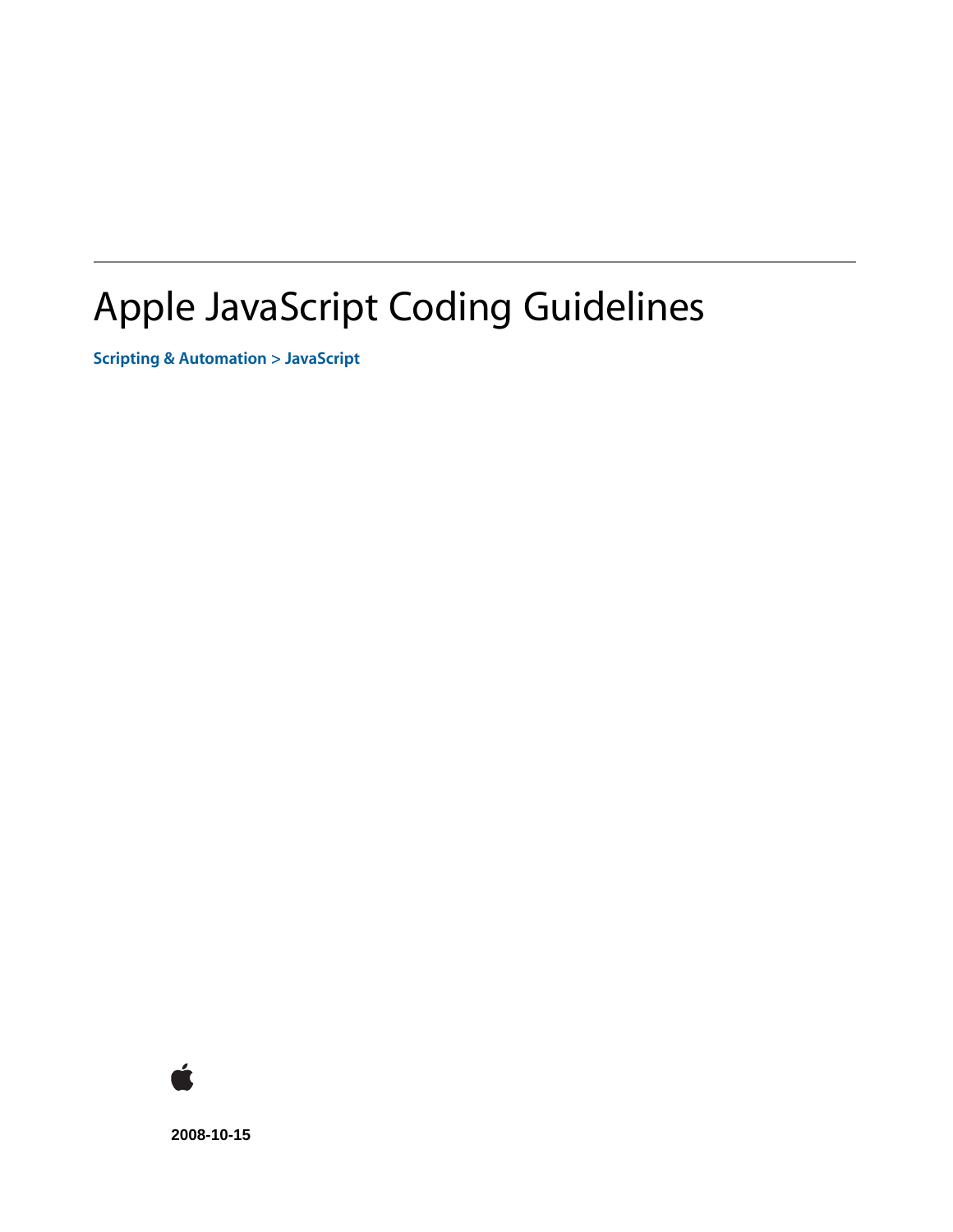# Apple JavaScript Coding Guidelines

**Scripting & Automation > JavaScript**

**2008-10-15**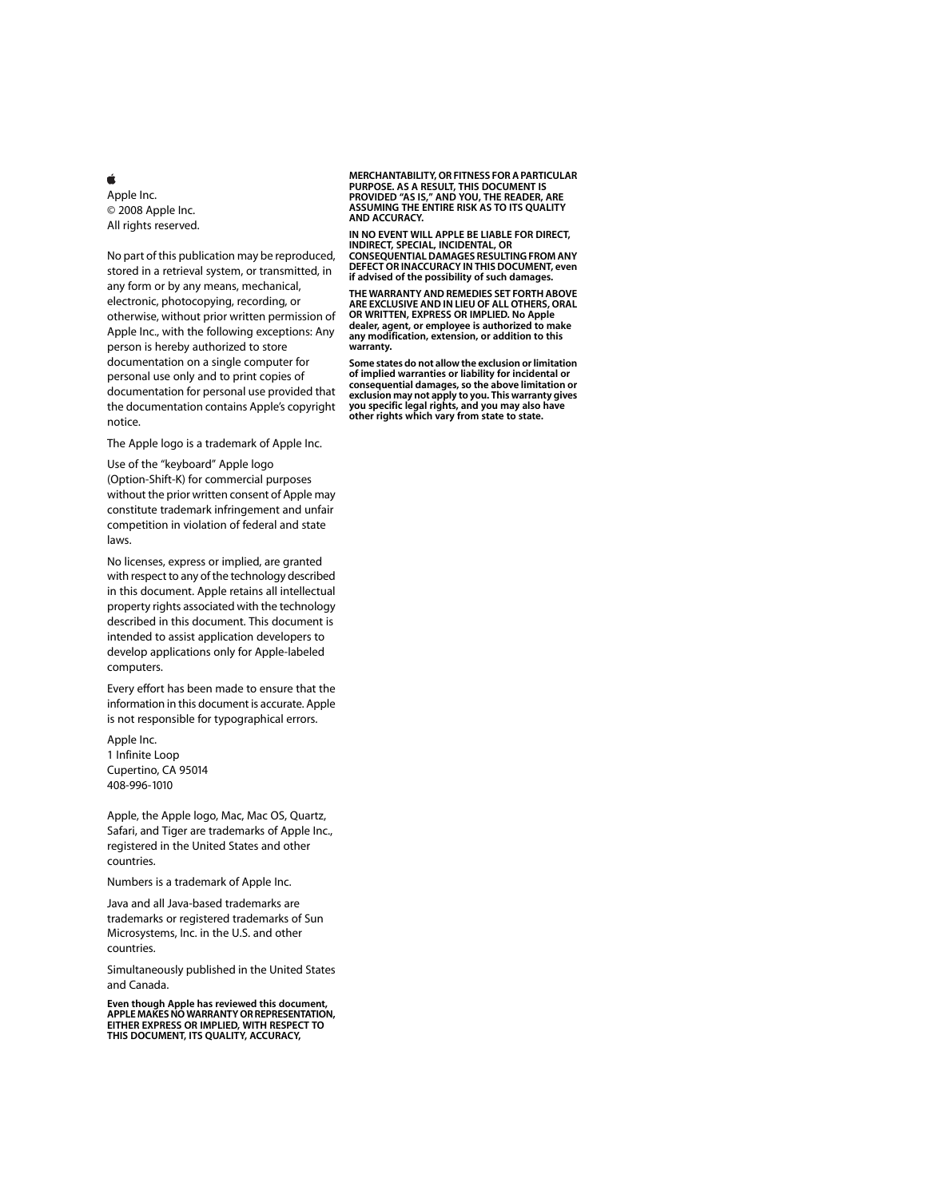Apple Inc.
© 2008 Apple Inc.
All rights reserved.

No part of this publication may be reproduced, stored in a retrieval system, or transmitted, in any form or by any means, mechanical, electronic, photocopying, recording, or otherwise, without prior written permission of Apple Inc., with the following exceptions: Any person is hereby authorized to store documentation on a single computer for personal use only and to print copies of documentation for personal use provided that the documentation contains Apple's copyright notice.

The Apple logo is a trademark of Apple Inc.

Use of the "keyboard" Apple logo (Option-Shift-K) for commercial purposes without the prior written consent of Apple may constitute trademark infringement and unfair competition in violation of federal and state laws.

No licenses, express or implied, are granted with respect to any of the technology described in this document. Apple retains all intellectual property rights associated with the technology described in this document. This document is intended to assist application developers to develop applications only for Apple-labeled computers.

Every effort has been made to ensure that the information in this document is accurate. Apple is not responsible for typographical errors.

Apple Inc.
1 Infinite Loop
Cupertino, CA 95014
408-996-1010

Apple, the Apple logo, Mac, Mac OS, Quartz, Safari, and Tiger are trademarks of Apple Inc., registered in the United States and other countries.

Numbers is a trademark of Apple Inc.

Java and all Java-based trademarks are trademarks or registered trademarks of Sun Microsystems, Inc. in the U.S. and other countries.

Simultaneously published in the United States and Canada.

**Even though Apple has reviewed this document, APPLE MAKES NO WARRANTY OR REPRESENTATION, EITHER EXPRESS OR IMPLIED, WITH RESPECT TO THIS DOCUMENT, ITS QUALITY, ACCURACY, MERCHANTABILITY, OR FITNESS FOR A PARTICULAR PURPOSE. AS A RESULT, THIS DOCUMENT IS PROVIDED "AS IS," AND YOU, THE READER, ARE ASSUMING THE ENTIRE RISK AS TO ITS QUALITY AND ACCURACY.**

**IN NO EVENT WILL APPLE BE LIABLE FOR DIRECT, INDIRECT, SPECIAL, INCIDENTAL, OR CONSEQUENTIAL DAMAGES RESULTING FROM ANY DEFECT OR INACCURACY IN THIS DOCUMENT, even if advised of the possibility of such damages.**

**THE WARRANTY AND REMEDIES SET FORTH ABOVE ARE EXCLUSIVE AND IN LIEU OF ALL OTHERS, ORAL OR WRITTEN, EXPRESS OR IMPLIED. No Apple dealer, agent, or employee is authorized to make any modification, extension, or addition to this warranty.**

**Some states do not allow the exclusion or limitation of implied warranties or liability for incidental or consequential damages, so the above limitation or exclusion may not apply to you. This warranty gives you specific legal rights, and you may also have other rights which vary from state to state.**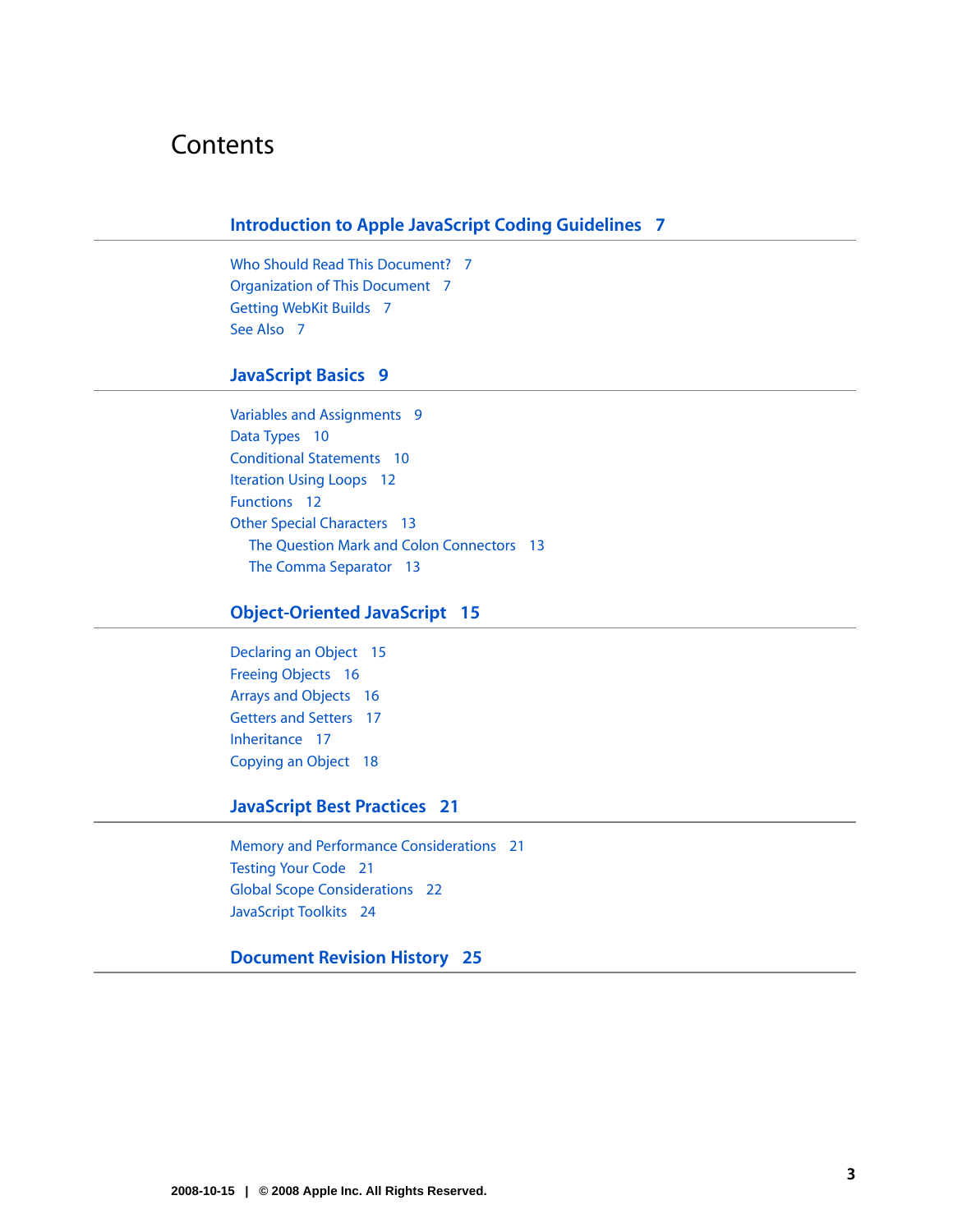# Contents

## Introduction to Apple JavaScript Coding Guidelines 7

- Who Should Read This Document? 7
- Organization of This Document 7
- Getting WebKit Builds 7
- See Also 7

## JavaScript Basics 9

- Variables and Assignments 9
- Data Types 10
- Conditional Statements 10
- Iteration Using Loops 12
- Functions 12
- Other Special Characters 13
  - The Question Mark and Colon Connectors 13
  - The Comma Separator 13

## Object-Oriented JavaScript 15

- Declaring an Object 15
- Freeing Objects 16
- Arrays and Objects 16
- Getters and Setters 17
- Inheritance 17
- Copying an Object 18

## JavaScript Best Practices 21

- Memory and Performance Considerations 21
- Testing Your Code 21
- Global Scope Considerations 22
- JavaScript Toolkits 24

## Document Revision History 25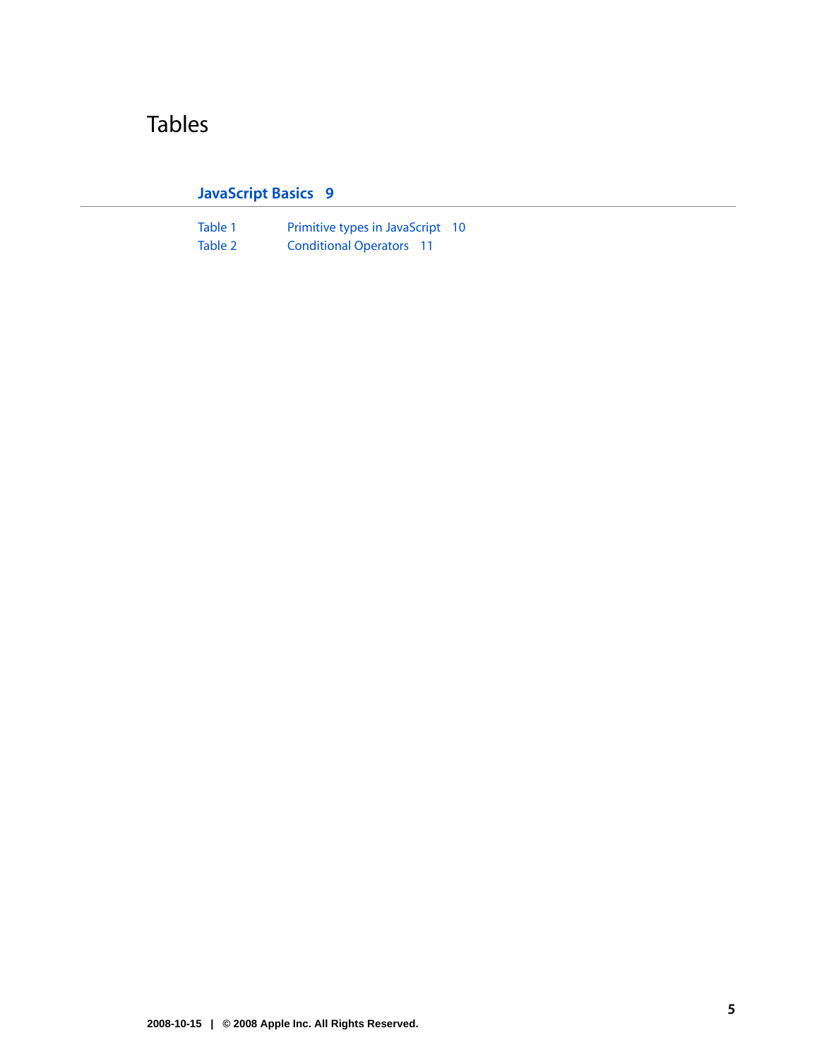# Tables

## JavaScript Basics 9

| | | |
|---|---|---|
| Table 1 | Primitive types in JavaScript | 10 |
| Table 2 | Conditional Operators | 11 |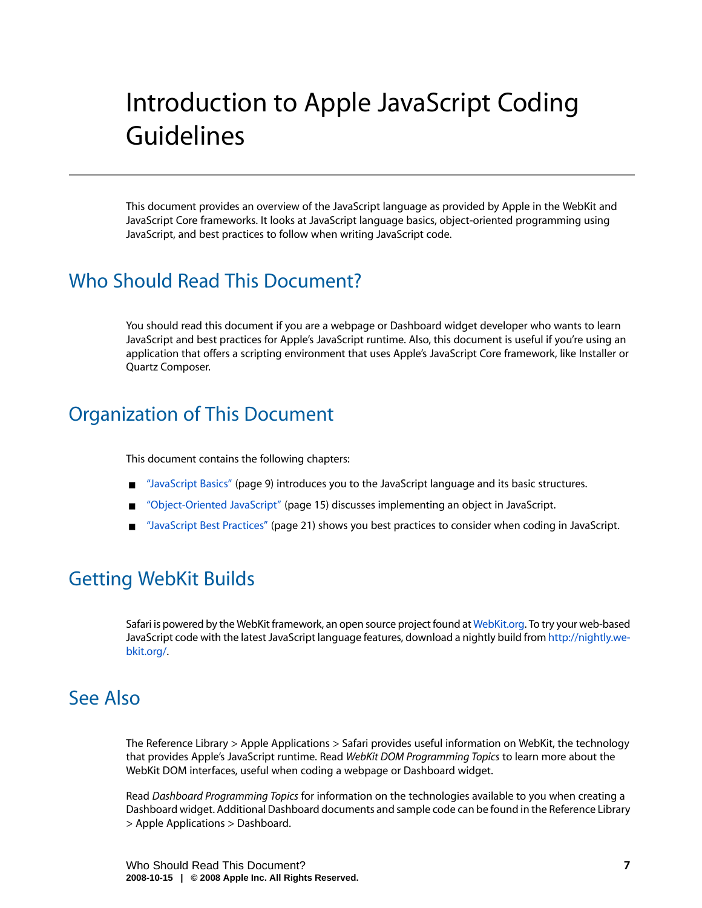# Introduction to Apple JavaScript Coding Guidelines

This document provides an overview of the JavaScript language as provided by Apple in the WebKit and JavaScript Core frameworks. It looks at JavaScript language basics, object-oriented programming using JavaScript, and best practices to follow when writing JavaScript code.

## Who Should Read This Document?

You should read this document if you are a webpage or Dashboard widget developer who wants to learn JavaScript and best practices for Apple's JavaScript runtime. Also, this document is useful if you're using an application that offers a scripting environment that uses Apple's JavaScript Core framework, like Installer or Quartz Composer.

## Organization of This Document

This document contains the following chapters:

- "JavaScript Basics" (page 9) introduces you to the JavaScript language and its basic structures.
- "Object-Oriented JavaScript" (page 15) discusses implementing an object in JavaScript.
- "JavaScript Best Practices" (page 21) shows you best practices to consider when coding in JavaScript.

## Getting WebKit Builds

Safari is powered by the WebKit framework, an open source project found at WebKit.org. To try your web-based JavaScript code with the latest JavaScript language features, download a nightly build from http://nightly.webkit.org/.

## See Also

The Reference Library > Apple Applications > Safari provides useful information on WebKit, the technology that provides Apple's JavaScript runtime. Read *WebKit DOM Programming Topics* to learn more about the WebKit DOM interfaces, useful when coding a webpage or Dashboard widget.

Read *Dashboard Programming Topics* for information on the technologies available to you when creating a Dashboard widget. Additional Dashboard documents and sample code can be found in the Reference Library > Apple Applications > Dashboard.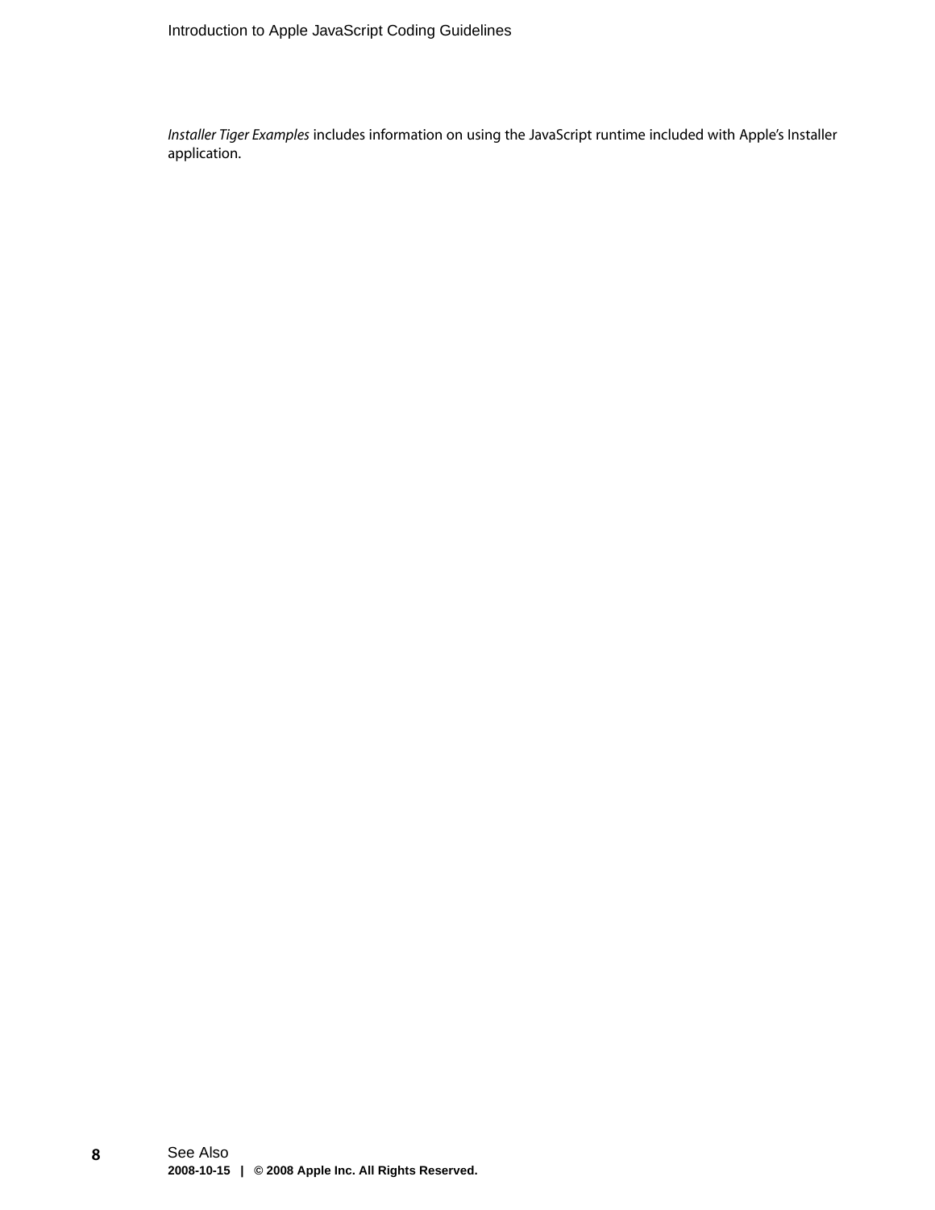*Installer Tiger Examples* includes information on using the JavaScript runtime included with Apple's Installer application.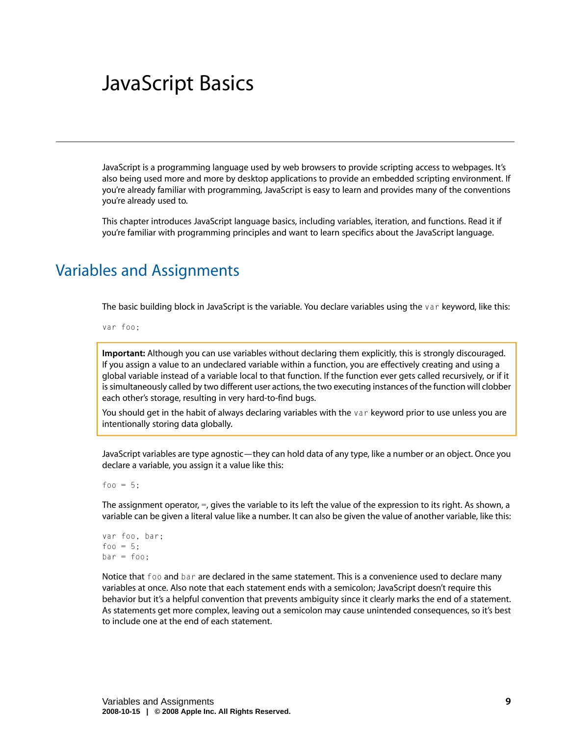# JavaScript Basics

JavaScript is a programming language used by web browsers to provide scripting access to webpages. It's also being used more and more by desktop applications to provide an embedded scripting environment. If you're already familiar with programming, JavaScript is easy to learn and provides many of the conventions you're already used to.

This chapter introduces JavaScript language basics, including variables, iteration, and functions. Read it if you're familiar with programming principles and want to learn specifics about the JavaScript language.

## Variables and Assignments

The basic building block in JavaScript is the variable. You declare variables using the `var` keyword, like this:

```
var foo;
```

> **Important:** Although you can use variables without declaring them explicitly, this is strongly discouraged. If you assign a value to an undeclared variable within a function, you are effectively creating and using a global variable instead of a variable local to that function. If the function ever gets called recursively, or if it is simultaneously called by two different user actions, the two executing instances of the function will clobber each other's storage, resulting in very hard-to-find bugs.
>
> You should get in the habit of always declaring variables with the `var` keyword prior to use unless you are intentionally storing data globally.

JavaScript variables are type agnostic—they can hold data of any type, like a number or an object. Once you declare a variable, you assign it a value like this:

```
foo = 5;
```

The assignment operator, `=`, gives the variable to its left the value of the expression to its right. As shown, a variable can be given a literal value like a number. It can also be given the value of another variable, like this:

```
var foo, bar;
foo = 5;
bar = foo;
```

Notice that `foo` and `bar` are declared in the same statement. This is a convenience used to declare many variables at once. Also note that each statement ends with a semicolon; JavaScript doesn't require this behavior but it's a helpful convention that prevents ambiguity since it clearly marks the end of a statement. As statements get more complex, leaving out a semicolon may cause unintended consequences, so it's best to include one at the end of each statement.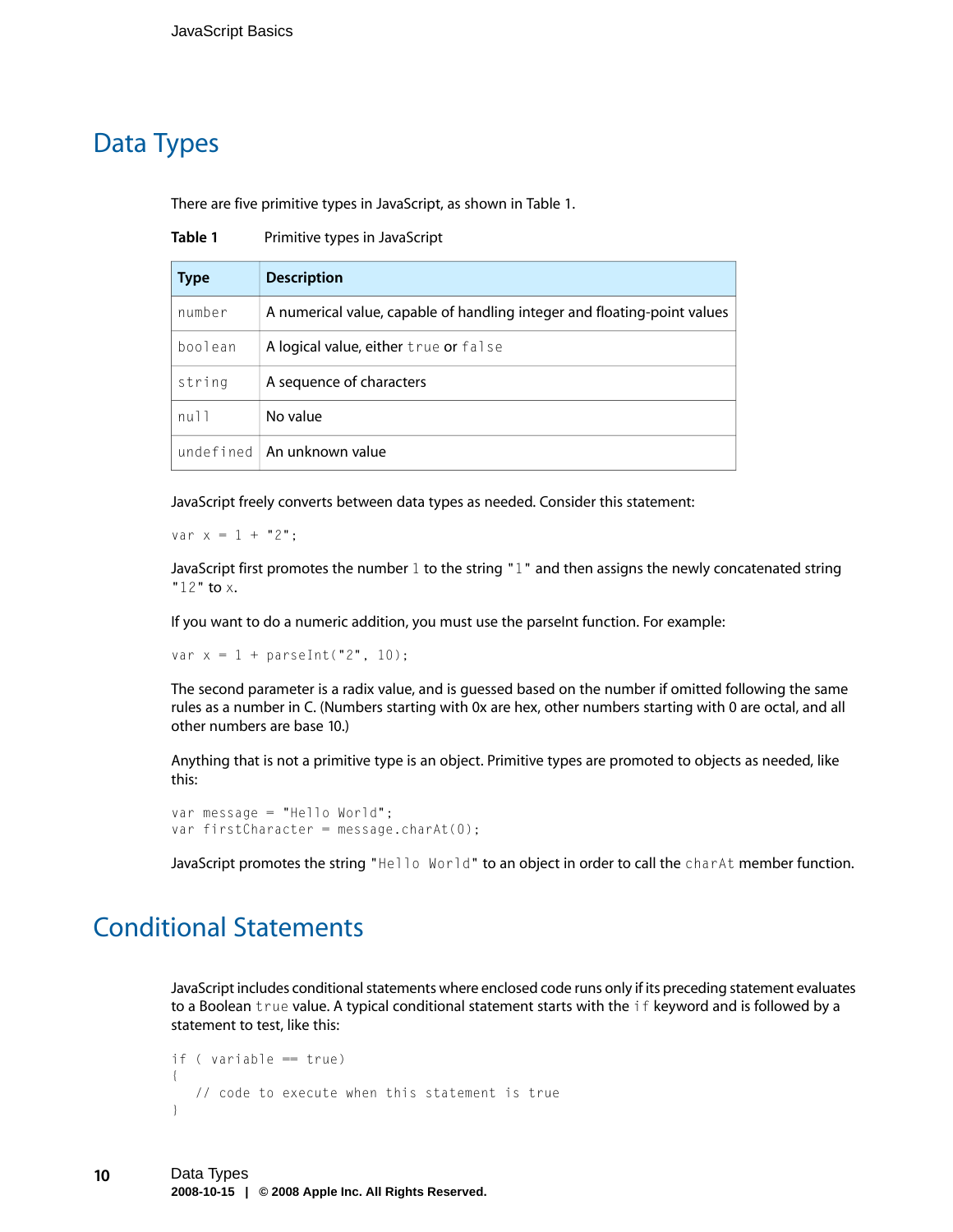## Data Types

There are five primitive types in JavaScript, as shown in Table 1.

**Table 1** Primitive types in JavaScript

| Type | Description |
| --- | --- |
| `number` | A numerical value, capable of handling integer and floating-point values |
| `boolean` | A logical value, either `true` or `false` |
| `string` | A sequence of characters |
| `null` | No value |
| `undefined` | An unknown value |

JavaScript freely converts between data types as needed. Consider this statement:

```
var x = 1 + "2";
```

JavaScript first promotes the number `1` to the string `"1"` and then assigns the newly concatenated string `"12"` to `x`.

If you want to do a numeric addition, you must use the parseInt function. For example:

```
var x = 1 + parseInt("2", 10);
```

The second parameter is a radix value, and is guessed based on the number if omitted following the same rules as a number in C. (Numbers starting with 0x are hex, other numbers starting with 0 are octal, and all other numbers are base 10.)

Anything that is not a primitive type is an object. Primitive types are promoted to objects as needed, like this:

```
var message = "Hello World";
var firstCharacter = message.charAt(0);
```

JavaScript promotes the string `"Hello World"` to an object in order to call the `charAt` member function.

## Conditional Statements

JavaScript includes conditional statements where enclosed code runs only if its preceding statement evaluates to a Boolean `true` value. A typical conditional statement starts with the `if` keyword and is followed by a statement to test, like this:

```
if ( variable == true)
{
    // code to execute when this statement is true
}
```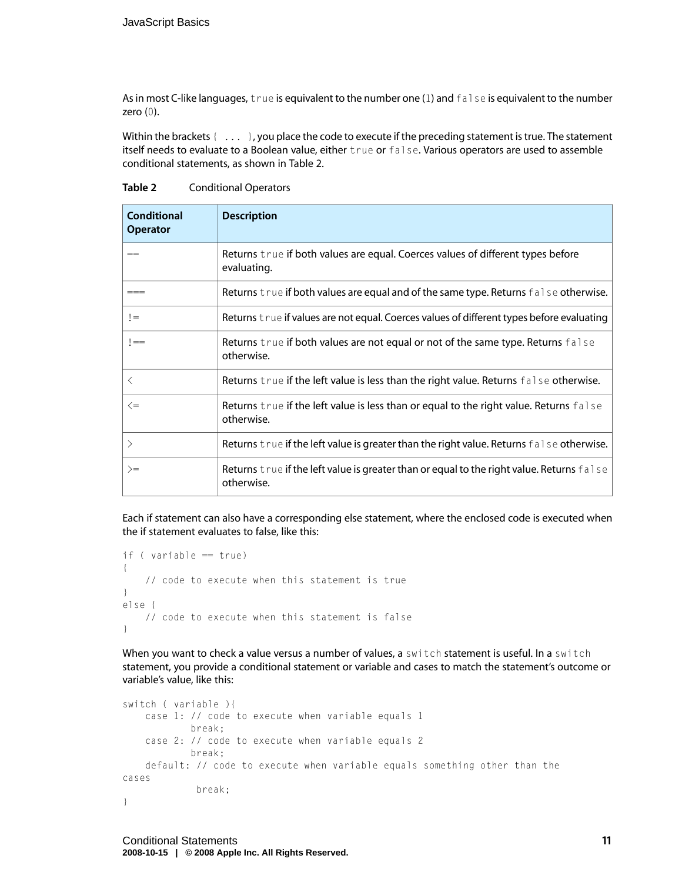As in most C-like languages, `true` is equivalent to the number one (`1`) and `false` is equivalent to the number zero (`0`).

Within the brackets `{ ... }`, you place the code to execute if the preceding statement is true. The statement itself needs to evaluate to a Boolean value, either `true` or `false`. Various operators are used to assemble conditional statements, as shown in Table 2.

**Table 2** Conditional Operators

| Conditional Operator | Description |
|---|---|
| `==` | Returns `true` if both values are equal. Coerces values of different types before evaluating. |
| `===` | Returns `true` if both values are equal and of the same type. Returns `false` otherwise. |
| `!=` | Returns `true` if values are not equal. Coerces values of different types before evaluating |
| `!==` | Returns `true` if both values are not equal or not of the same type. Returns `false` otherwise. |
| `<` | Returns `true` if the left value is less than the right value. Returns `false` otherwise. |
| `<=` | Returns `true` if the left value is less than or equal to the right value. Returns `false` otherwise. |
| `>` | Returns `true` if the left value is greater than the right value. Returns `false` otherwise. |
| `>=` | Returns `true` if the left value is greater than or equal to the right value. Returns `false` otherwise. |

Each if statement can also have a corresponding else statement, where the enclosed code is executed when the if statement evaluates to false, like this:

```
if ( variable == true)
{
    // code to execute when this statement is true
}
else {
    // code to execute when this statement is false
}
```

When you want to check a value versus a number of values, a `switch` statement is useful. In a `switch` statement, you provide a conditional statement or variable and cases to match the statement's outcome or variable's value, like this:

```
switch ( variable ){
    case 1: // code to execute when variable equals 1
            break;
    case 2: // code to execute when variable equals 2
            break;
    default: // code to execute when variable equals something other than the
cases
             break;
}
```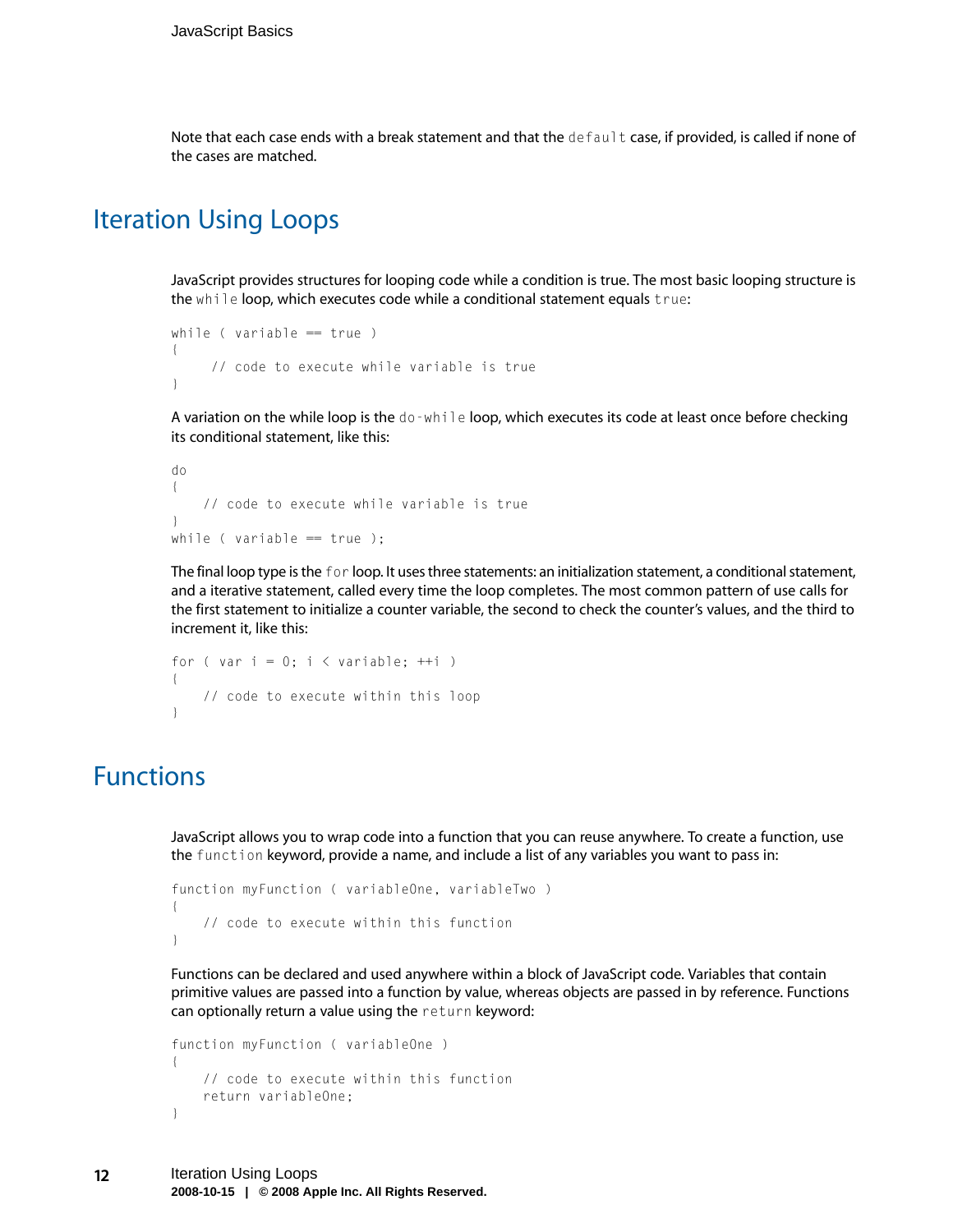Note that each case ends with a break statement and that the `default` case, if provided, is called if none of the cases are matched.

## Iteration Using Loops

JavaScript provides structures for looping code while a condition is true. The most basic looping structure is the `while` loop, which executes code while a conditional statement equals `true`:

```
while ( variable == true )
{
     // code to execute while variable is true
}
```

A variation on the while loop is the `do-while` loop, which executes its code at least once before checking its conditional statement, like this:

```
do
{
    // code to execute while variable is true
}
while ( variable == true );
```

The final loop type is the `for` loop. It uses three statements: an initialization statement, a conditional statement, and a iterative statement, called every time the loop completes. The most common pattern of use calls for the first statement to initialize a counter variable, the second to check the counter's values, and the third to increment it, like this:

```
for ( var i = 0; i < variable; ++i )
{
    // code to execute within this loop
}
```

## Functions

JavaScript allows you to wrap code into a function that you can reuse anywhere. To create a function, use the `function` keyword, provide a name, and include a list of any variables you want to pass in:

```
function myFunction ( variableOne, variableTwo )
{
    // code to execute within this function
}
```

Functions can be declared and used anywhere within a block of JavaScript code. Variables that contain primitive values are passed into a function by value, whereas objects are passed in by reference. Functions can optionally return a value using the `return` keyword:

```
function myFunction ( variableOne )
{
    // code to execute within this function
    return variableOne;
}
```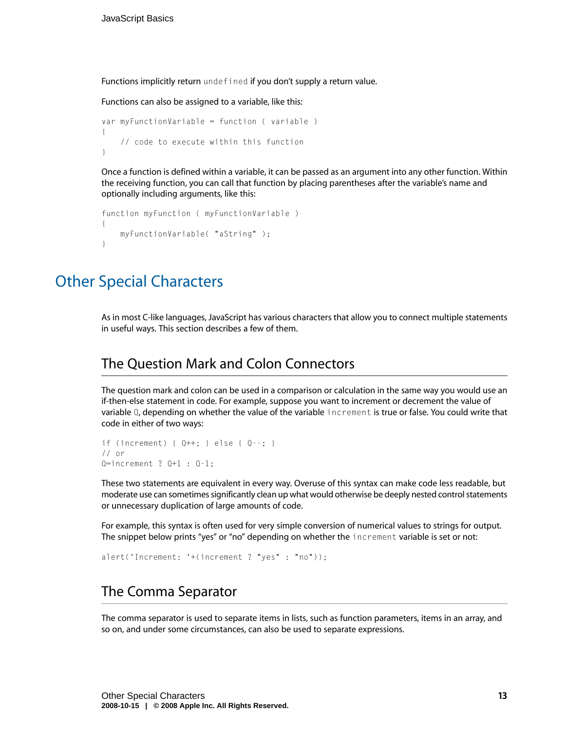Functions implicitly return `undefined` if you don't supply a return value.

Functions can also be assigned to a variable, like this:

```
var myFunctionVariable = function ( variable )
{
    // code to execute within this function
}
```

Once a function is defined within a variable, it can be passed as an argument into any other function. Within the receiving function, you can call that function by placing parentheses after the variable's name and optionally including arguments, like this:

```
function myFunction ( myFunctionVariable )
{
    myFunctionVariable( "aString" );
}
```

# Other Special Characters

As in most C-like languages, JavaScript has various characters that allow you to connect multiple statements in useful ways. This section describes a few of them.

## The Question Mark and Colon Connectors

The question mark and colon can be used in a comparison or calculation in the same way you would use an if-then-else statement in code. For example, suppose you want to increment or decrement the value of variable `Q`, depending on whether the value of the variable `increment` is true or false. You could write that code in either of two ways:

```
if (increment) { Q++; } else { Q--; }
// or
Q=increment ? Q+1 : Q-1;
```

These two statements are equivalent in every way. Overuse of this syntax can make code less readable, but moderate use can sometimes significantly clean up what would otherwise be deeply nested control statements or unnecessary duplication of large amounts of code.

For example, this syntax is often used for very simple conversion of numerical values to strings for output. The snippet below prints "yes" or "no" depending on whether the `increment` variable is set or not:

```
alert('Increment: '+(increment ? "yes" : "no"));
```

## The Comma Separator

The comma separator is used to separate items in lists, such as function parameters, items in an array, and so on, and under some circumstances, can also be used to separate expressions.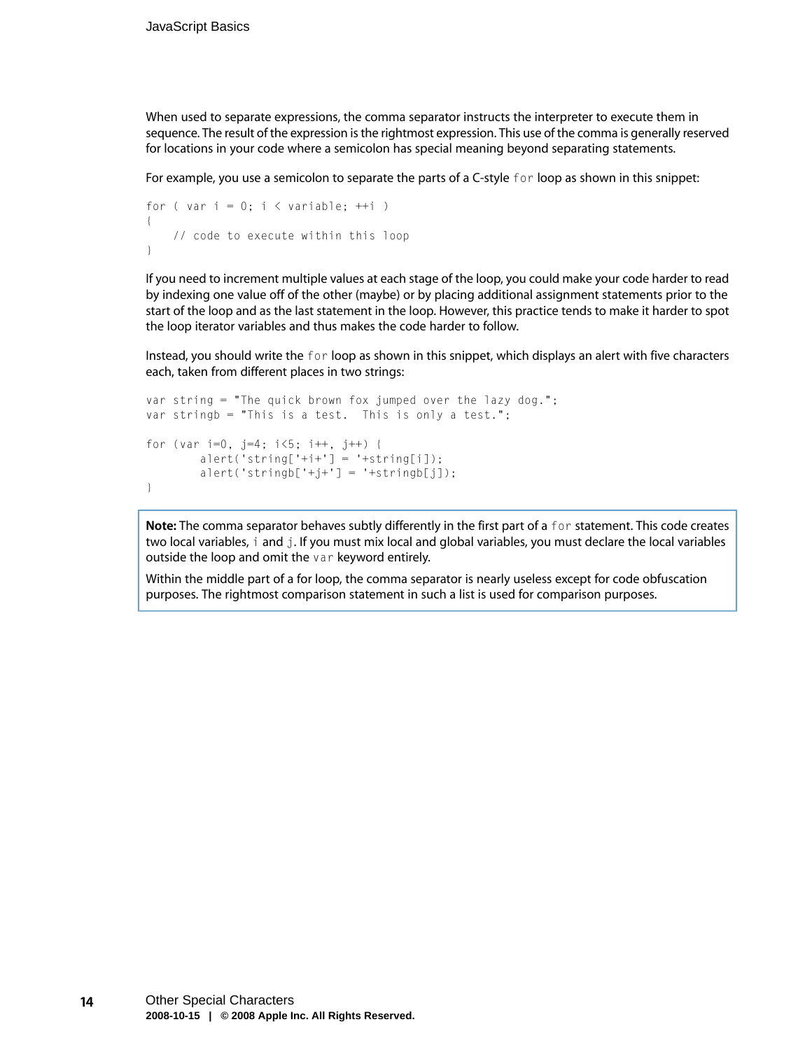When used to separate expressions, the comma separator instructs the interpreter to execute them in sequence. The result of the expression is the rightmost expression. This use of the comma is generally reserved for locations in your code where a semicolon has special meaning beyond separating statements.

For example, you use a semicolon to separate the parts of a C-style `for` loop as shown in this snippet:

```
for ( var i = 0; i < variable; ++i )
{
    // code to execute within this loop
}
```

If you need to increment multiple values at each stage of the loop, you could make your code harder to read by indexing one value off of the other (maybe) or by placing additional assignment statements prior to the start of the loop and as the last statement in the loop. However, this practice tends to make it harder to spot the loop iterator variables and thus makes the code harder to follow.

Instead, you should write the `for` loop as shown in this snippet, which displays an alert with five characters each, taken from different places in two strings:

```
var string = "The quick brown fox jumped over the lazy dog.";
var stringb = "This is a test.  This is only a test.";

for (var i=0, j=4; i<5; i++, j++) {
        alert('string['+i+'] = '+string[i]);
        alert('stringb['+j+'] = '+stringb[j]);
}
```

**Note:** The comma separator behaves subtly differently in the first part of a `for` statement. This code creates two local variables, `i` and `j`. If you must mix local and global variables, you must declare the local variables outside the loop and omit the `var` keyword entirely.

Within the middle part of a for loop, the comma separator is nearly useless except for code obfuscation purposes. The rightmost comparison statement in such a list is used for comparison purposes.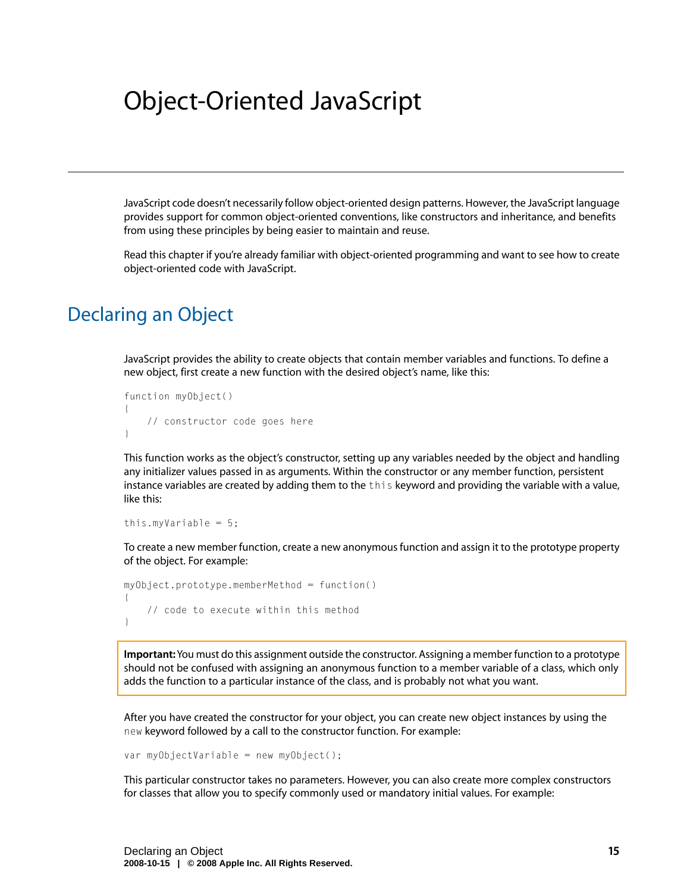# Object-Oriented JavaScript

JavaScript code doesn't necessarily follow object-oriented design patterns. However, the JavaScript language provides support for common object-oriented conventions, like constructors and inheritance, and benefits from using these principles by being easier to maintain and reuse.

Read this chapter if you're already familiar with object-oriented programming and want to see how to create object-oriented code with JavaScript.

## Declaring an Object

JavaScript provides the ability to create objects that contain member variables and functions. To define a new object, first create a new function with the desired object's name, like this:

```
function myObject()
{
    // constructor code goes here
}
```

This function works as the object's constructor, setting up any variables needed by the object and handling any initializer values passed in as arguments. Within the constructor or any member function, persistent instance variables are created by adding them to the `this` keyword and providing the variable with a value, like this:

```
this.myVariable = 5;
```

To create a new member function, create a new anonymous function and assign it to the prototype property of the object. For example:

```
myObject.prototype.memberMethod = function()
{
    // code to execute within this method
}
```

**Important:** You must do this assignment outside the constructor. Assigning a member function to a prototype should not be confused with assigning an anonymous function to a member variable of a class, which only adds the function to a particular instance of the class, and is probably not what you want.

After you have created the constructor for your object, you can create new object instances by using the `new` keyword followed by a call to the constructor function. For example:

```
var myObjectVariable = new myObject();
```

This particular constructor takes no parameters. However, you can also create more complex constructors for classes that allow you to specify commonly used or mandatory initial values. For example: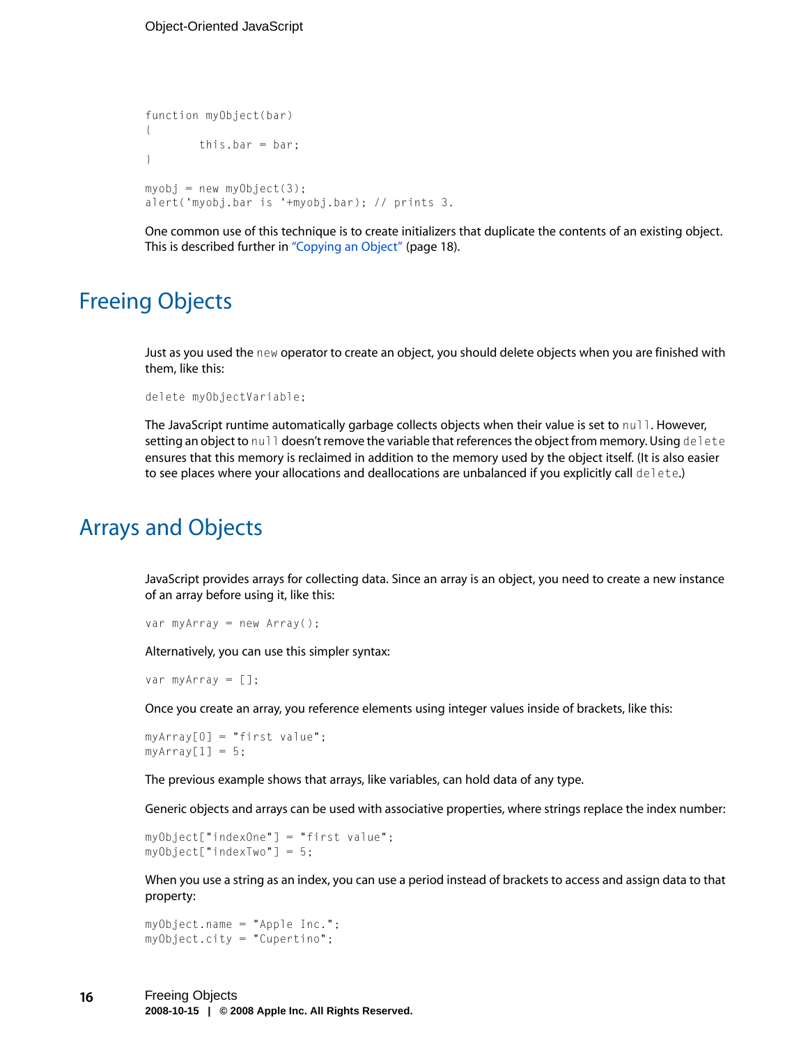```
function myObject(bar)
{
        this.bar = bar;
}

myobj = new myObject(3);
alert('myobj.bar is '+myobj.bar); // prints 3.
```

One common use of this technique is to create initializers that duplicate the contents of an existing object. This is described further in "Copying an Object" (page 18).

## Freeing Objects

Just as you used the `new` operator to create an object, you should delete objects when you are finished with them, like this:

```
delete myObjectVariable;
```

The JavaScript runtime automatically garbage collects objects when their value is set to `null`. However, setting an object to `null` doesn't remove the variable that references the object from memory. Using `delete` ensures that this memory is reclaimed in addition to the memory used by the object itself. (It is also easier to see places where your allocations and deallocations are unbalanced if you explicitly call `delete`.)

## Arrays and Objects

JavaScript provides arrays for collecting data. Since an array is an object, you need to create a new instance of an array before using it, like this:

```
var myArray = new Array();
```

Alternatively, you can use this simpler syntax:

```
var myArray = [];
```

Once you create an array, you reference elements using integer values inside of brackets, like this:

```
myArray[0] = "first value";
myArray[1] = 5;
```

The previous example shows that arrays, like variables, can hold data of any type.

Generic objects and arrays can be used with associative properties, where strings replace the index number:

```
myObject["indexOne"] = "first value";
myObject["indexTwo"] = 5;
```

When you use a string as an index, you can use a period instead of brackets to access and assign data to that property:

```
myObject.name = "Apple Inc.";
myObject.city = "Cupertino";
```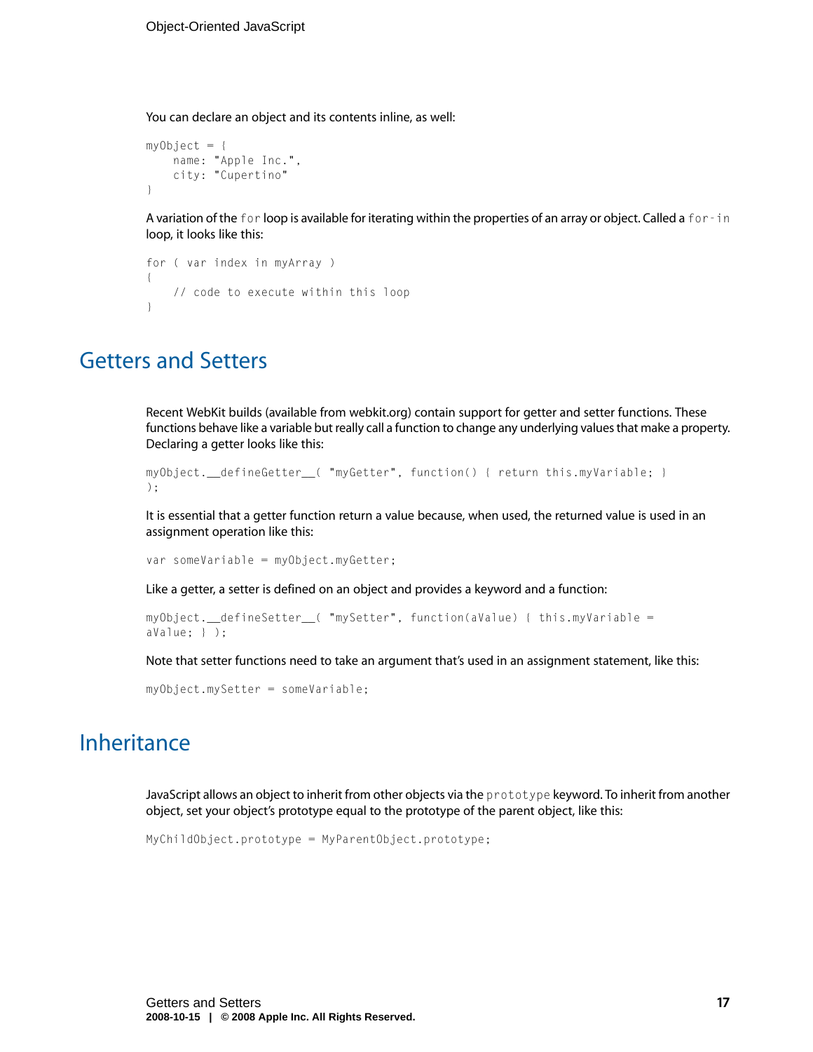You can declare an object and its contents inline, as well:

```
myObject = {
    name: "Apple Inc.",
    city: "Cupertino"
}
```

A variation of the `for` loop is available for iterating within the properties of an array or object. Called a `for-in` loop, it looks like this:

```
for ( var index in myArray )
{
    // code to execute within this loop
}
```

## Getters and Setters

Recent WebKit builds (available from webkit.org) contain support for getter and setter functions. These functions behave like a variable but really call a function to change any underlying values that make a property. Declaring a getter looks like this:

```
myObject.__defineGetter__( "myGetter", function() { return this.myVariable; }
);
```

It is essential that a getter function return a value because, when used, the returned value is used in an assignment operation like this:

```
var someVariable = myObject.myGetter;
```

Like a getter, a setter is defined on an object and provides a keyword and a function:

```
myObject.__defineSetter__( "mySetter", function(aValue) { this.myVariable =
aValue; } );
```

Note that setter functions need to take an argument that's used in an assignment statement, like this:

```
myObject.mySetter = someVariable;
```

## Inheritance

JavaScript allows an object to inherit from other objects via the `prototype` keyword. To inherit from another object, set your object's prototype equal to the prototype of the parent object, like this:

```
MyChildObject.prototype = MyParentObject.prototype;
```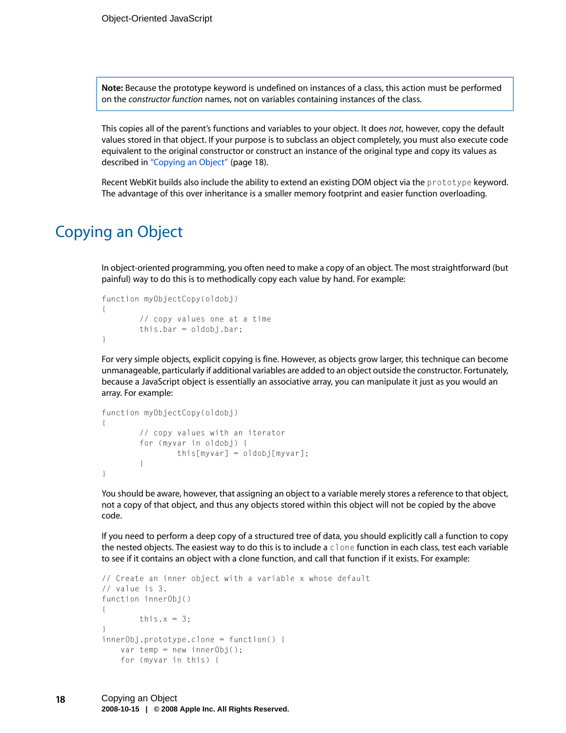**Note:** Because the prototype keyword is undefined on instances of a class, this action must be performed on the *constructor function* names, not on variables containing instances of the class.

This copies all of the parent's functions and variables to your object. It does *not*, however, copy the default values stored in that object. If your purpose is to subclass an object completely, you must also execute code equivalent to the original constructor or construct an instance of the original type and copy its values as described in "Copying an Object" (page 18).

Recent WebKit builds also include the ability to extend an existing DOM object via the `prototype` keyword. The advantage of this over inheritance is a smaller memory footprint and easier function overloading.

## Copying an Object

In object-oriented programming, you often need to make a copy of an object. The most straightforward (but painful) way to do this is to methodically copy each value by hand. For example:

```
function myObjectCopy(oldobj)
{
        // copy values one at a time
        this.bar = oldobj.bar;
}
```

For very simple objects, explicit copying is fine. However, as objects grow larger, this technique can become unmanageable, particularly if additional variables are added to an object outside the constructor. Fortunately, because a JavaScript object is essentially an associative array, you can manipulate it just as you would an array. For example:

```
function myObjectCopy(oldobj)
{
        // copy values with an iterator
        for (myvar in oldobj) {
                this[myvar] = oldobj[myvar];
        }
}
```

You should be aware, however, that assigning an object to a variable merely stores a reference to that object, not a copy of that object, and thus any objects stored within this object will not be copied by the above code.

If you need to perform a deep copy of a structured tree of data, you should explicitly call a function to copy the nested objects. The easiest way to do this is to include a `clone` function in each class, test each variable to see if it contains an object with a clone function, and call that function if it exists. For example:

```
// Create an inner object with a variable x whose default
// value is 3.
function innerObj()
{
        this.x = 3;
}
innerObj.prototype.clone = function() {
    var temp = new innerObj();
    for (myvar in this) {
```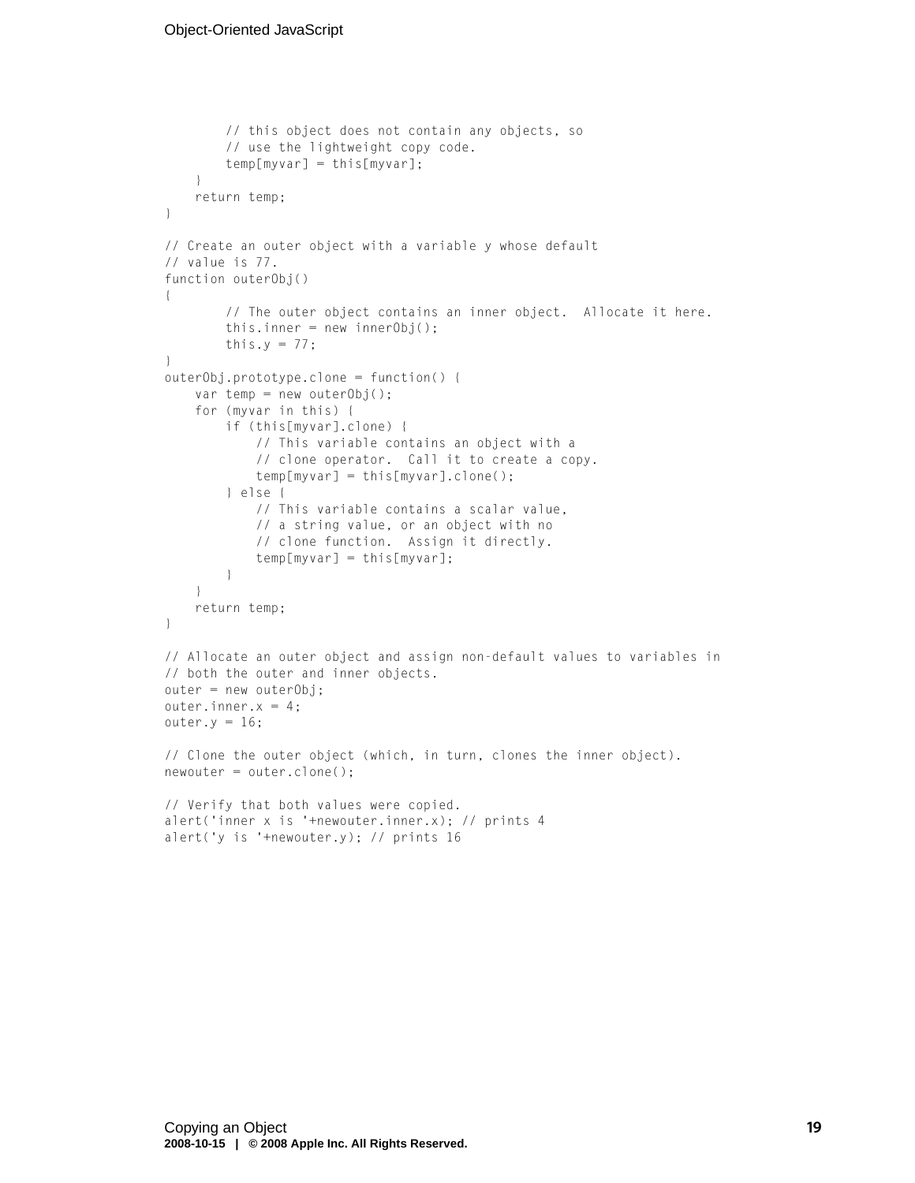```
        // this object does not contain any objects, so
        // use the lightweight copy code.
        temp[myvar] = this[myvar];
    }
    return temp;
}

// Create an outer object with a variable y whose default
// value is 77.
function outerObj()
{
        // The outer object contains an inner object.  Allocate it here.
        this.inner = new innerObj();
        this.y = 77;
}
outerObj.prototype.clone = function() {
    var temp = new outerObj();
    for (myvar in this) {
        if (this[myvar].clone) {
            // This variable contains an object with a
            // clone operator.  Call it to create a copy.
            temp[myvar] = this[myvar].clone();
        } else {
            // This variable contains a scalar value,
            // a string value, or an object with no
            // clone function.  Assign it directly.
            temp[myvar] = this[myvar];
        }
    }
    return temp;
}

// Allocate an outer object and assign non-default values to variables in
// both the outer and inner objects.
outer = new outerObj;
outer.inner.x = 4;
outer.y = 16;

// Clone the outer object (which, in turn, clones the inner object).
newouter = outer.clone();

// Verify that both values were copied.
alert('inner x is '+newouter.inner.x); // prints 4
alert('y is '+newouter.y); // prints 16
```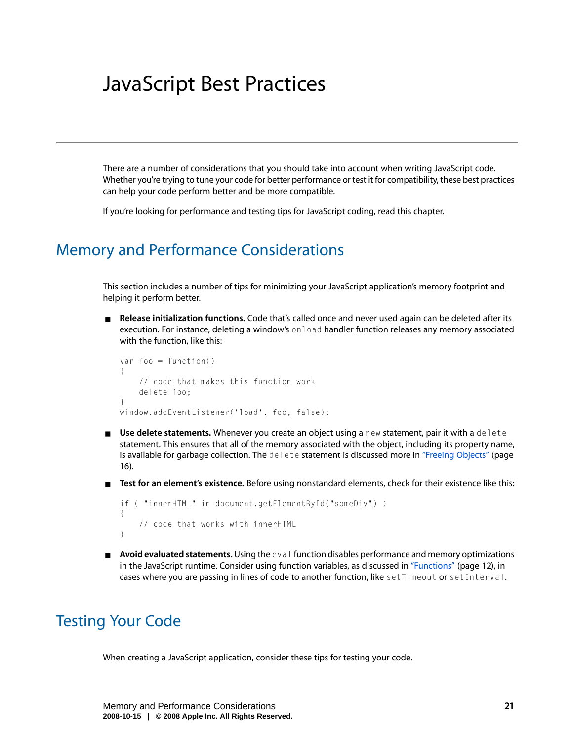# JavaScript Best Practices

There are a number of considerations that you should take into account when writing JavaScript code. Whether you're trying to tune your code for better performance or test it for compatibility, these best practices can help your code perform better and be more compatible.

If you're looking for performance and testing tips for JavaScript coding, read this chapter.

## Memory and Performance Considerations

This section includes a number of tips for minimizing your JavaScript application's memory footprint and helping it perform better.

- **Release initialization functions.** Code that's called once and never used again can be deleted after its execution. For instance, deleting a window's `onload` handler function releases any memory associated with the function, like this:

```
var foo = function()
{
    // code that makes this function work
    delete foo;
}
window.addEventListener('load', foo, false);
```

- **Use delete statements.** Whenever you create an object using a `new` statement, pair it with a `delete` statement. This ensures that all of the memory associated with the object, including its property name, is available for garbage collection. The `delete` statement is discussed more in "Freeing Objects" (page 16).

- **Test for an element's existence.** Before using nonstandard elements, check for their existence like this:

```
if ( "innerHTML" in document.getElementById("someDiv") )
{
    // code that works with innerHTML
}
```

- **Avoid evaluated statements.** Using the `eval` function disables performance and memory optimizations in the JavaScript runtime. Consider using function variables, as discussed in "Functions" (page 12), in cases where you are passing in lines of code to another function, like `setTimeout` or `setInterval`.

## Testing Your Code

When creating a JavaScript application, consider these tips for testing your code.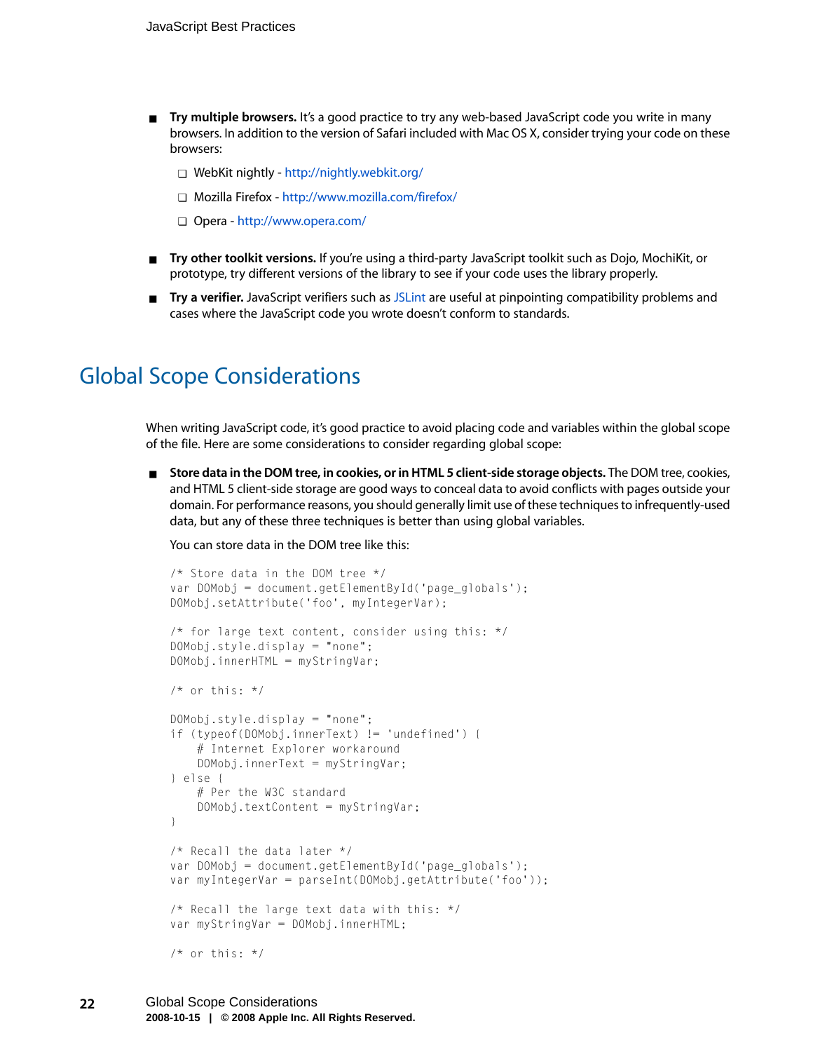- **Try multiple browsers.** It's a good practice to try any web-based JavaScript code you write in many browsers. In addition to the version of Safari included with Mac OS X, consider trying your code on these browsers:
  - WebKit nightly - http://nightly.webkit.org/
  - Mozilla Firefox - http://www.mozilla.com/firefox/
  - Opera - http://www.opera.com/
- **Try other toolkit versions.** If you're using a third-party JavaScript toolkit such as Dojo, MochiKit, or prototype, try different versions of the library to see if your code uses the library properly.
- **Try a verifier.** JavaScript verifiers such as JSLint are useful at pinpointing compatibility problems and cases where the JavaScript code you wrote doesn't conform to standards.

## Global Scope Considerations

When writing JavaScript code, it's good practice to avoid placing code and variables within the global scope of the file. Here are some considerations to consider regarding global scope:

- **Store data in the DOM tree, in cookies, or in HTML 5 client-side storage objects.** The DOM tree, cookies, and HTML 5 client-side storage are good ways to conceal data to avoid conflicts with pages outside your domain. For performance reasons, you should generally limit use of these techniques to infrequently-used data, but any of these three techniques is better than using global variables.

  You can store data in the DOM tree like this:

```
/* Store data in the DOM tree */
var DOMobj = document.getElementById('page_globals');
DOMobj.setAttribute('foo', myIntegerVar);

/* for large text content, consider using this: */
DOMobj.style.display = "none";
DOMobj.innerHTML = myStringVar;

/* or this: */

DOMobj.style.display = "none";
if (typeof(DOMobj.innerText) != 'undefined') {
    # Internet Explorer workaround
    DOMobj.innerText = myStringVar;
} else {
    # Per the W3C standard
    DOMobj.textContent = myStringVar;
}

/* Recall the data later */
var DOMobj = document.getElementById('page_globals');
var myIntegerVar = parseInt(DOMobj.getAttribute('foo'));

/* Recall the large text data with this: */
var myStringVar = DOMobj.innerHTML;

/* or this: */
```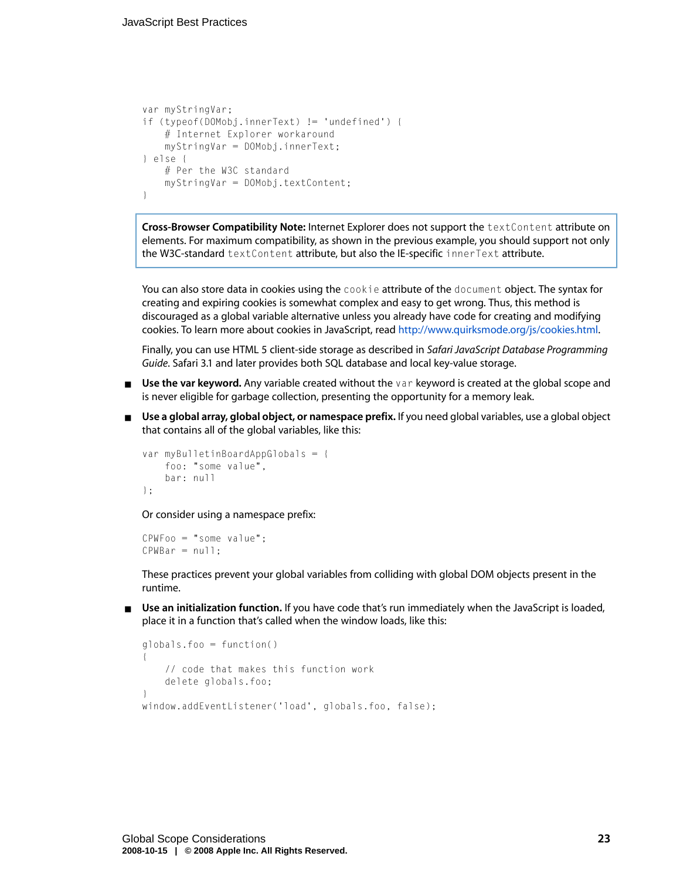```
var myStringVar;
if (typeof(DOMobj.innerText) != 'undefined') {
    # Internet Explorer workaround
    myStringVar = DOMobj.innerText;
} else {
    # Per the W3C standard
    myStringVar = DOMobj.textContent;
}
```

> **Cross-Browser Compatibility Note:** Internet Explorer does not support the `textContent` attribute on elements. For maximum compatibility, as shown in the previous example, you should support not only the W3C-standard `textContent` attribute, but also the IE-specific `innerText` attribute.

You can also store data in cookies using the `cookie` attribute of the `document` object. The syntax for creating and expiring cookies is somewhat complex and easy to get wrong. Thus, this method is discouraged as a global variable alternative unless you already have code for creating and modifying cookies. To learn more about cookies in JavaScript, read http://www.quirksmode.org/js/cookies.html.

Finally, you can use HTML 5 client-side storage as described in *Safari JavaScript Database Programming Guide*. Safari 3.1 and later provides both SQL database and local key-value storage.

- **Use the var keyword.** Any variable created without the `var` keyword is created at the global scope and is never eligible for garbage collection, presenting the opportunity for a memory leak.

- **Use a global array, global object, or namespace prefix.** If you need global variables, use a global object that contains all of the global variables, like this:

  ```
  var myBulletinBoardAppGlobals = {
      foo: "some value",
      bar: null
  };
  ```

  Or consider using a namespace prefix:

  ```
  CPWFoo = "some value";
  CPWBar = null;
  ```

  These practices prevent your global variables from colliding with global DOM objects present in the runtime.

- **Use an initialization function.** If you have code that's run immediately when the JavaScript is loaded, place it in a function that's called when the window loads, like this:

  ```
  globals.foo = function()
  {
      // code that makes this function work
      delete globals.foo;
  }
  window.addEventListener('load', globals.foo, false);
  ```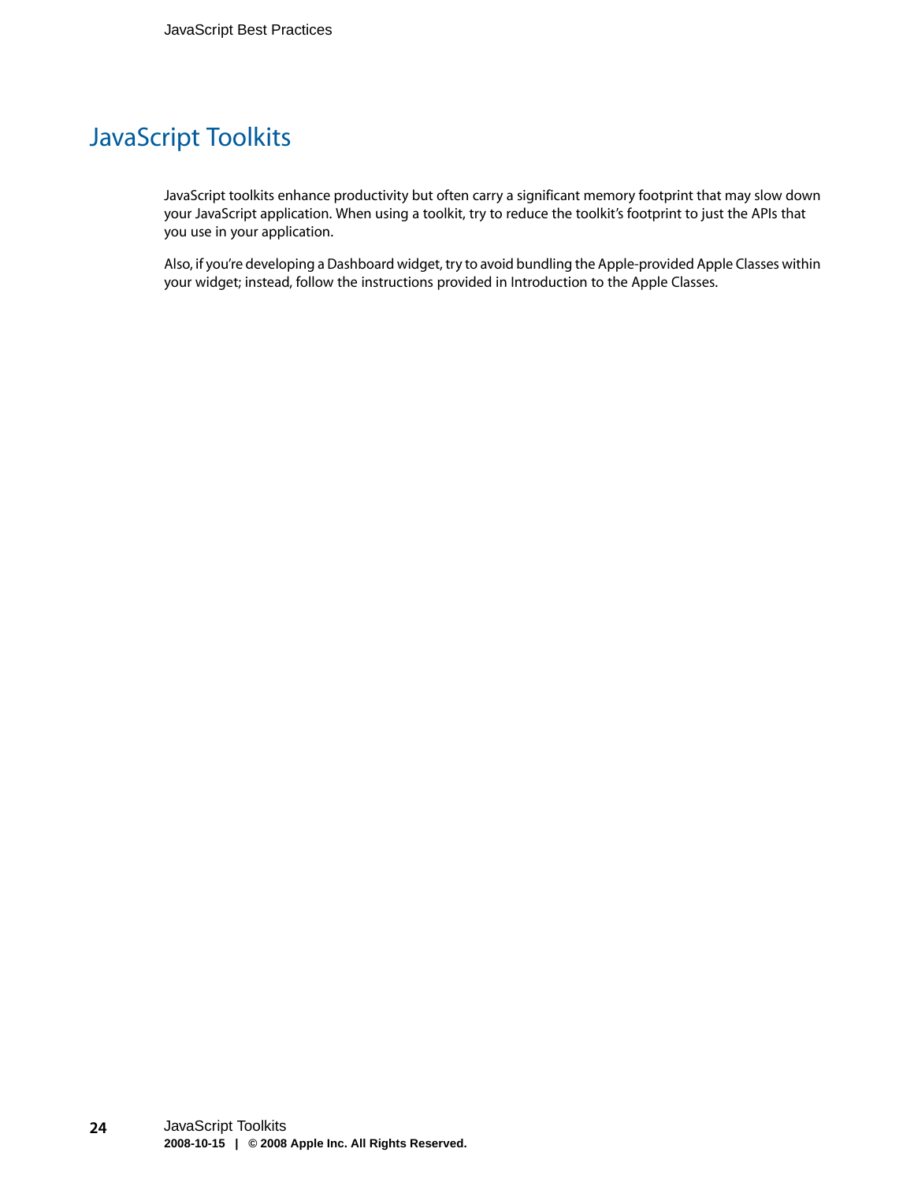## JavaScript Toolkits

JavaScript toolkits enhance productivity but often carry a significant memory footprint that may slow down your JavaScript application. When using a toolkit, try to reduce the toolkit's footprint to just the APIs that you use in your application.

Also, if you're developing a Dashboard widget, try to avoid bundling the Apple-provided Apple Classes within your widget; instead, follow the instructions provided in Introduction to the Apple Classes.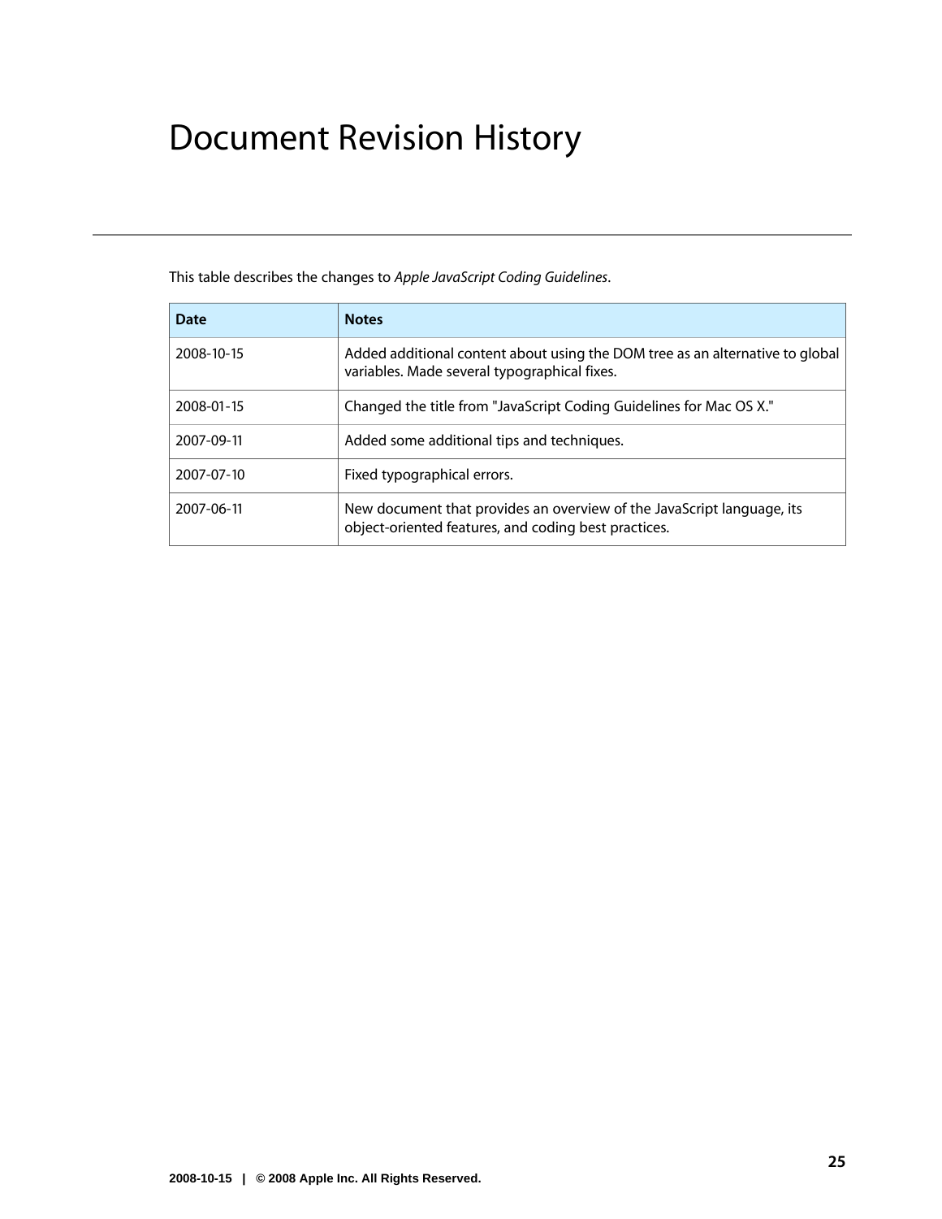# Document Revision History

This table describes the changes to *Apple JavaScript Coding Guidelines*.

| Date | Notes |
| --- | --- |
| 2008-10-15 | Added additional content about using the DOM tree as an alternative to global variables. Made several typographical fixes. |
| 2008-01-15 | Changed the title from "JavaScript Coding Guidelines for Mac OS X." |
| 2007-09-11 | Added some additional tips and techniques. |
| 2007-07-10 | Fixed typographical errors. |
| 2007-06-11 | New document that provides an overview of the JavaScript language, its object-oriented features, and coding best practices. |